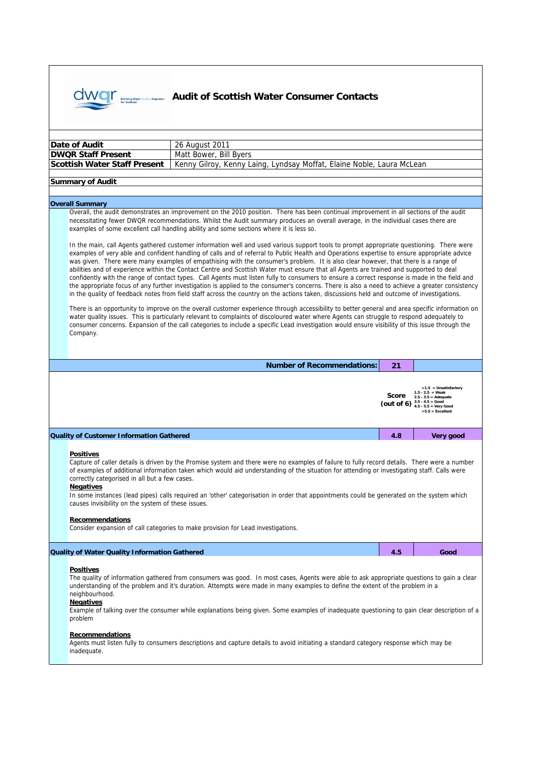# Audit of Scottish Water Consumer Contacts

| | |
|---|---|
| **Date of Audit** | 26 August 2011 |
| **DWQR Staff Present** | Matt Bower, Bill Byers |
| **Scottish Water Staff Present** | Kenny Gilroy, Kenny Laing, Lyndsay Moffat, Elaine Noble, Laura McLean |

## Summary of Audit

### Overall Summary

Overall, the audit demonstrates an improvement on the 2010 position. There has been continual improvement in all sections of the audit necessitating fewer DWQR recommendations. Whilst the Audit summary produces an overall average, in the individual cases there are examples of some excellent call handling ability and some sections where it is less so.

In the main, call Agents gathered customer information well and used various support tools to prompt appropriate questioning. There were examples of very able and confident handling of calls and of referral to Public Health and Operations expertise to ensure appropriate advice was given. There were many examples of empathising with the consumer's problem. It is also clear however, that there is a range of abilities and of experience within the Contact Centre and Scottish Water must ensure that all Agents are trained and supported to deal confidently with the range of contact types. Call Agents must listen fully to consumers to ensure a correct response is made in the field and the appropriate focus of any further investigation is applied to the consumer's concerns. There is also a need to achieve a greater consistency in the quality of feedback notes from field staff across the country on the actions taken, discussions held and outcome of investigations.

There is an opportunity to improve on the overall customer experience through accessibility to better general and area specific information on water quality issues. This is particularly relevant to complaints of discoloured water where Agents can struggle to respond adequately to consumer concerns. Expansion of the call categories to include a specific Lead investigation would ensure visibility of this issue through the Company.

**Number of Recommendations: 21**

**Score (out of 6)**

- <1.5 = Unsatisfactory
- 1.5 - 2.5 = Weak
- 2.5 - 3.5 = Adequate
- 3.5 - 4.5 = Good
- 4.5 - 5.5 = Very Good
- >5.5 = Excellent

### Quality of Customer Information Gathered — 4.8 — Very good

**Positives**

Capture of caller details is driven by the Promise system and there were no examples of failure to fully record details. There were a number of examples of additional information taken which would aid understanding of the situation for attending or investigating staff. Calls were correctly categorised in all but a few cases.

**Negatives**

In some instances (lead pipes) calls required an 'other' categorisation in order that appointments could be generated on the system which causes invisibility on the system of these issues.

**Recommendations**

Consider expansion of call categories to make provision for Lead investigations.

### Quality of Water Quality Information Gathered — 4.5 — Good

**Positives**

The quality of information gathered from consumers was good. In most cases, Agents were able to ask appropriate questions to gain a clear understanding of the problem and it's duration. Attempts were made in many examples to define the extent of the problem in a neighbourhood.

**Negatives**

Example of talking over the consumer while explanations being given. Some examples of inadequate questioning to gain clear description of a problem

**Recommendations**

Agents must listen fully to consumers descriptions and capture details to avoid initiating a standard category response which may be inadequate.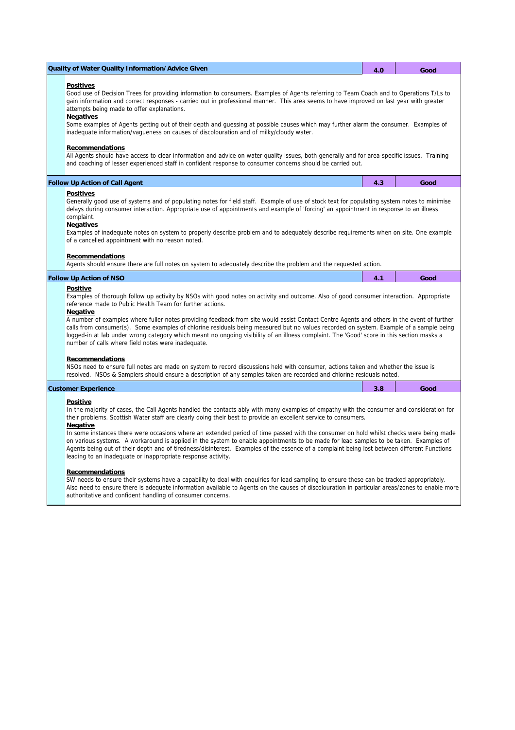| Quality of Water Quality Information/Advice Given | 4.0 | Good |
|---|---|---|

**Positives**

Good use of Decision Trees for providing information to consumers. Examples of Agents referring to Team Coach and to Operations T/Ls to gain information and correct responses - carried out in professional manner. This area seems to have improved on last year with greater attempts being made to offer explanations.

**Negatives**

Some examples of Agents getting out of their depth and guessing at possible causes which may further alarm the consumer. Examples of inadequate information/vagueness on causes of discolouration and of milky/cloudy water.

**Recommendations**

All Agents should have access to clear information and advice on water quality issues, both generally and for area-specific issues. Training and coaching of lesser experienced staff in confident response to consumer concerns should be carried out.

| Follow Up Action of Call Agent | 4.3 | Good |
|---|---|---|

**Positives**

Generally good use of systems and of populating notes for field staff. Example of use of stock text for populating system notes to minimise delays during consumer interaction. Appropriate use of appointments and example of 'forcing' an appointment in response to an illness complaint.

**Negatives**

Examples of inadequate notes on system to properly describe problem and to adequately describe requirements when on site. One example of a cancelled appointment with no reason noted.

**Recommendations**

Agents should ensure there are full notes on system to adequately describe the problem and the requested action.

| Follow Up Action of NSO | 4.1 | Good |
|---|---|---|

**Positive**

Examples of thorough follow up activity by NSOs with good notes on activity and outcome. Also of good consumer interaction. Appropriate reference made to Public Health Team for further actions.

**Negative**

A number of examples where fuller notes providing feedback from site would assist Contact Centre Agents and others in the event of further calls from consumer(s). Some examples of chlorine residuals being measured but no values recorded on system. Example of a sample being logged-in at lab under wrong category which meant no ongoing visibility of an illness complaint. The 'Good' score in this section masks a number of calls where field notes were inadequate.

**Recommendations**

NSOs need to ensure full notes are made on system to record discussions held with consumer, actions taken and whether the issue is resolved. NSOs & Samplers should ensure a description of any samples taken are recorded and chlorine residuals noted.

| Customer Experience | 3.8 | Good |
|---|---|---|

**Positive**

In the majority of cases, the Call Agents handled the contacts ably with many examples of empathy with the consumer and consideration for their problems. Scottish Water staff are clearly doing their best to provide an excellent service to consumers.

**Negative**

In some instances there were occasions where an extended period of time passed with the consumer on hold whilst checks were being made on various systems. A workaround is applied in the system to enable appointments to be made for lead samples to be taken. Examples of Agents being out of their depth and of tiredness/disinterest. Examples of the essence of a complaint being lost between different Functions leading to an inadequate or inappropriate response activity.

**Recommendations**

SW needs to ensure their systems have a capability to deal with enquiries for lead sampling to ensure these can be tracked appropriately. Also need to ensure there is adequate information available to Agents on the causes of discolouration in particular areas/zones to enable more authoritative and confident handling of consumer concerns.